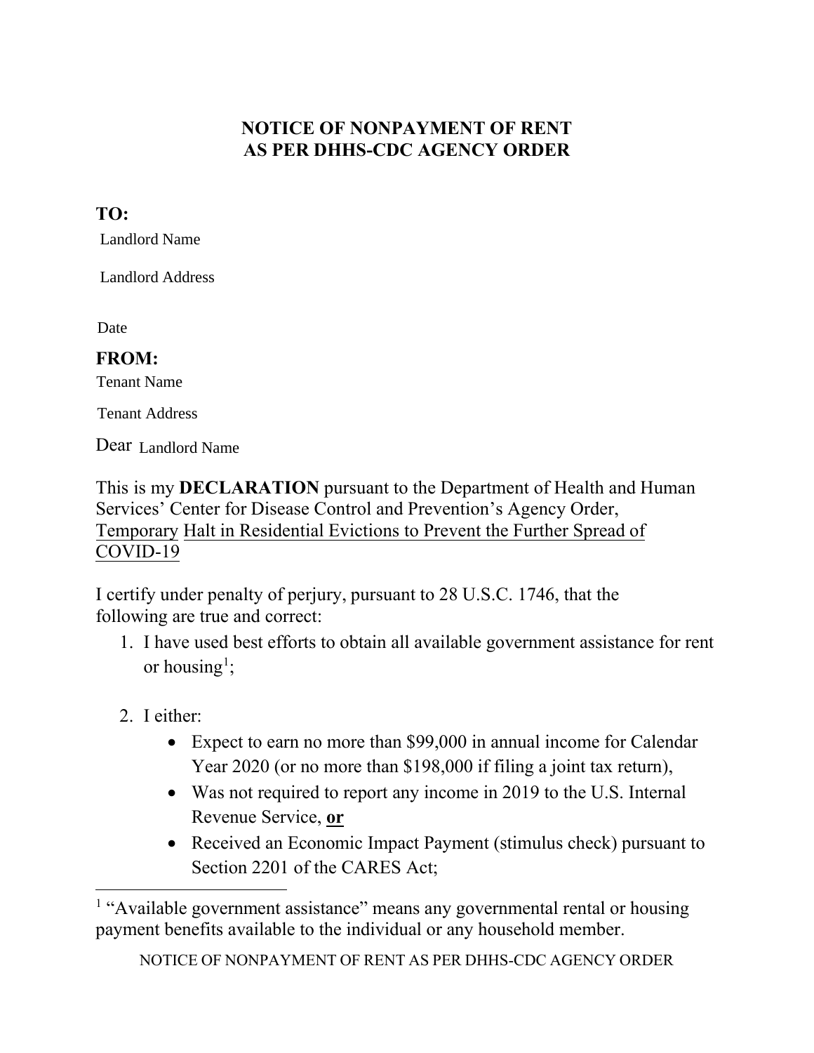# NOTICE OF NONPAYMENT OF RENT
# AS PER DHHS-CDC AGENCY ORDER

**TO:**

Landlord Name

Landlord Address

Date

**FROM:**

Tenant Name

Tenant Address

Dear Landlord Name

This is my **DECLARATION** pursuant to the Department of Health and Human Services' Center for Disease Control and Prevention's Agency Order, <u>Temporary Halt in Residential Evictions to Prevent the Further Spread of COVID-19</u>

I certify under penalty of perjury, pursuant to 28 U.S.C. 1746, that the following are true and correct:

1. I have used best efforts to obtain all available government assistance for rent or housing[1];

2. I either:
    - Expect to earn no more than $99,000 in annual income for Calendar Year 2020 (or no more than $198,000 if filing a joint tax return),
    - Was not required to report any income in 2019 to the U.S. Internal Revenue Service, **<u>or</u>**
    - Received an Economic Impact Payment (stimulus check) pursuant to Section 2201 of the CARES Act;

[1] "Available government assistance" means any governmental rental or housing payment benefits available to the individual or any household member.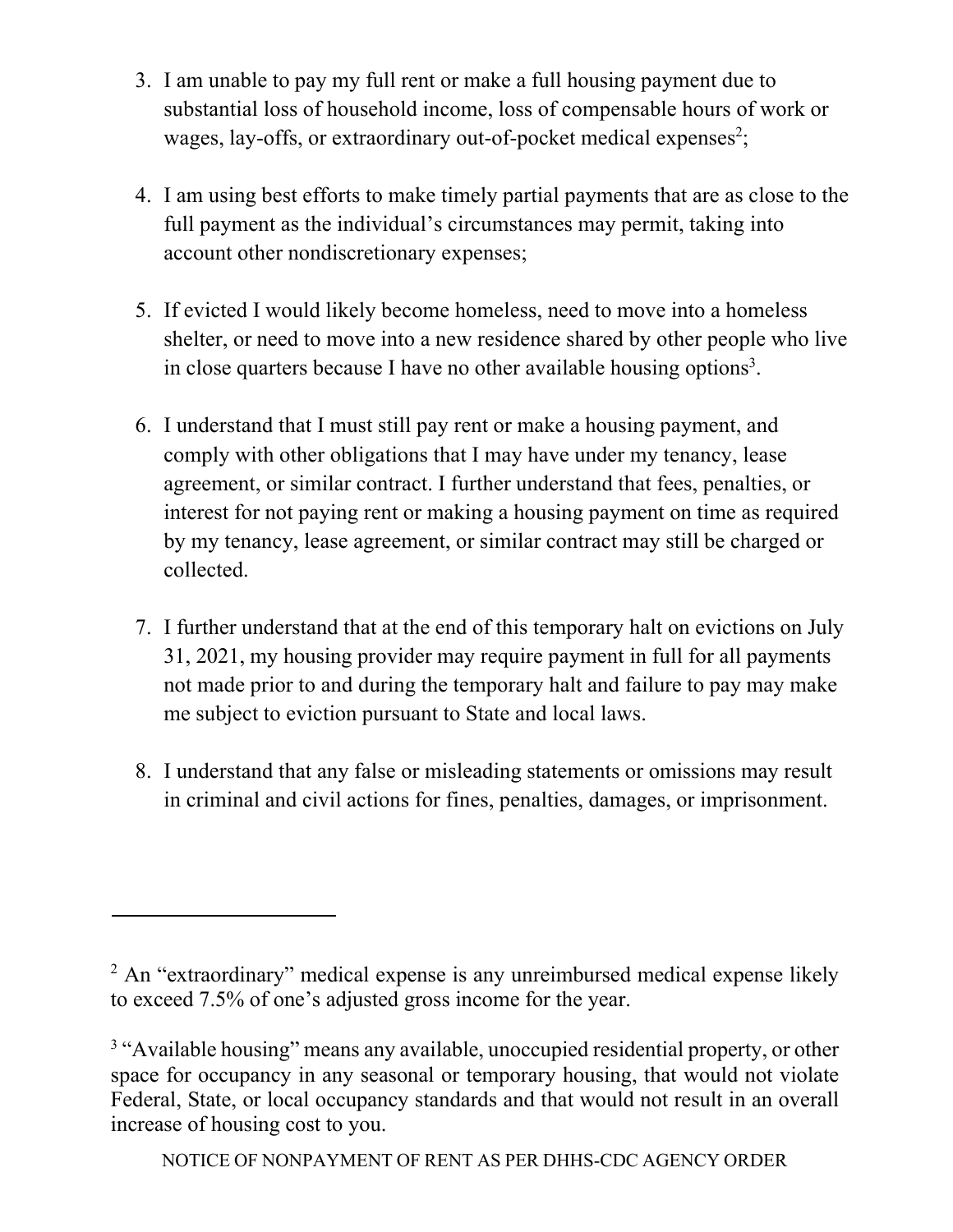3. I am unable to pay my full rent or make a full housing payment due to substantial loss of household income, loss of compensable hours of work or wages, lay-offs, or extraordinary out-of-pocket medical expenses[2];

4. I am using best efforts to make timely partial payments that are as close to the full payment as the individual's circumstances may permit, taking into account other nondiscretionary expenses;

5. If evicted I would likely become homeless, need to move into a homeless shelter, or need to move into a new residence shared by other people who live in close quarters because I have no other available housing options[3].

6. I understand that I must still pay rent or make a housing payment, and comply with other obligations that I may have under my tenancy, lease agreement, or similar contract. I further understand that fees, penalties, or interest for not paying rent or making a housing payment on time as required by my tenancy, lease agreement, or similar contract may still be charged or collected.

7. I further understand that at the end of this temporary halt on evictions on July 31, 2021, my housing provider may require payment in full for all payments not made prior to and during the temporary halt and failure to pay may make me subject to eviction pursuant to State and local laws.

8. I understand that any false or misleading statements or omissions may result in criminal and civil actions for fines, penalties, damages, or imprisonment.

---

[2] An "extraordinary" medical expense is any unreimbursed medical expense likely to exceed 7.5% of one's adjusted gross income for the year.

[3] "Available housing" means any available, unoccupied residential property, or other space for occupancy in any seasonal or temporary housing, that would not violate Federal, State, or local occupancy standards and that would not result in an overall increase of housing cost to you.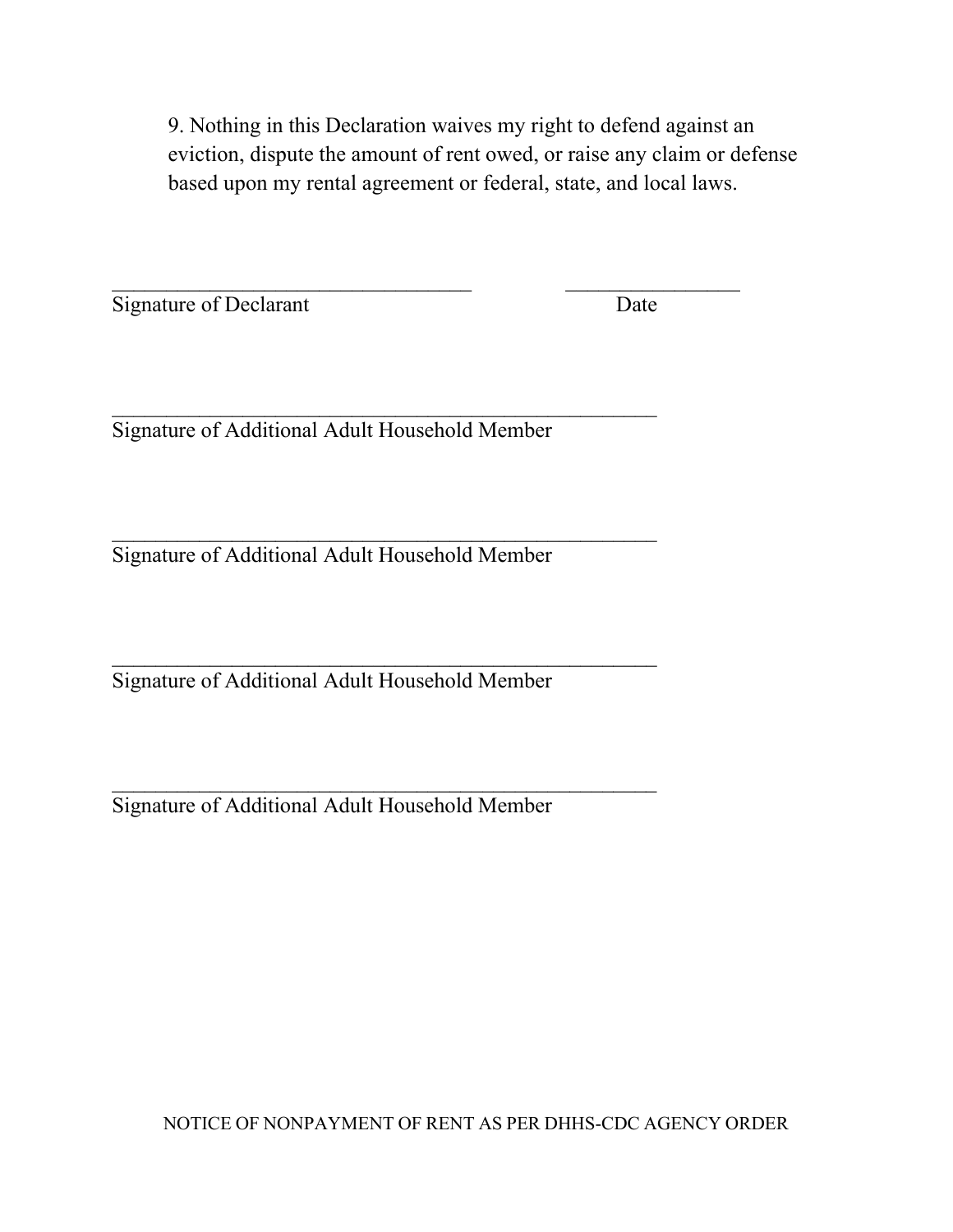9. Nothing in this Declaration waives my right to defend against an eviction, dispute the amount of rent owed, or raise any claim or defense based upon my rental agreement or federal, state, and local laws.

___________________________________ _________________

Signature of Declarant Date

_____________________________________________________

Signature of Additional Adult Household Member

_____________________________________________________

Signature of Additional Adult Household Member

_____________________________________________________

Signature of Additional Adult Household Member

_____________________________________________________

Signature of Additional Adult Household Member